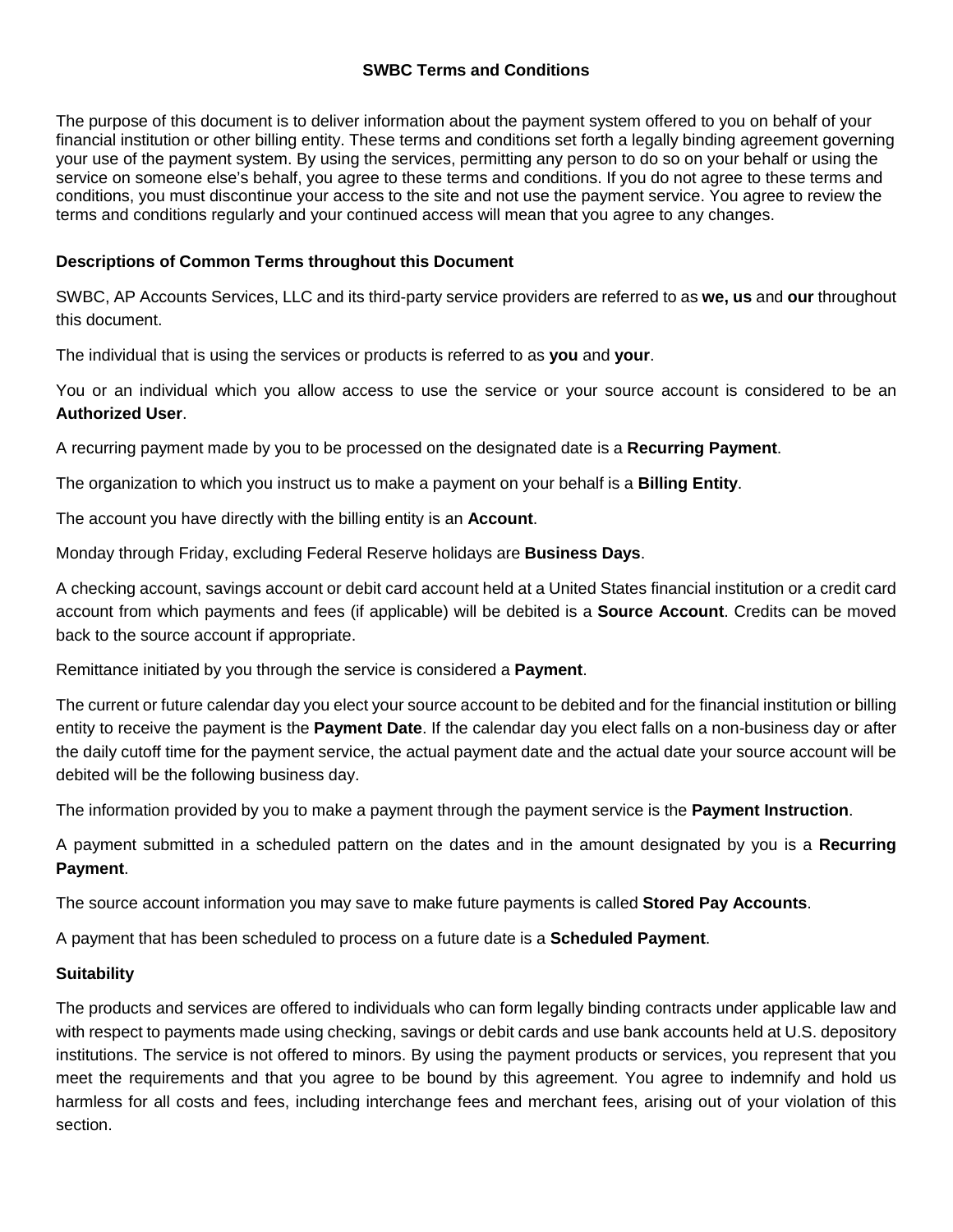# SWBC Terms and Conditions

The purpose of this document is to deliver information about the payment system offered to you on behalf of your financial institution or other billing entity. These terms and conditions set forth a legally binding agreement governing your use of the payment system. By using the services, permitting any person to do so on your behalf or using the service on someone else's behalf, you agree to these terms and conditions. If you do not agree to these terms and conditions, you must discontinue your access to the site and not use the payment service. You agree to review the terms and conditions regularly and your continued access will mean that you agree to any changes.

## Descriptions of Common Terms throughout this Document

SWBC, AP Accounts Services, LLC and its third-party service providers are referred to as **we, us** and **our** throughout this document.

The individual that is using the services or products is referred to as **you** and **your**.

You or an individual which you allow access to use the service or your source account is considered to be an **Authorized User**.

A recurring payment made by you to be processed on the designated date is a **Recurring Payment**.

The organization to which you instruct us to make a payment on your behalf is a **Billing Entity**.

The account you have directly with the billing entity is an **Account**.

Monday through Friday, excluding Federal Reserve holidays are **Business Days**.

A checking account, savings account or debit card account held at a United States financial institution or a credit card account from which payments and fees (if applicable) will be debited is a **Source Account**. Credits can be moved back to the source account if appropriate.

Remittance initiated by you through the service is considered a **Payment**.

The current or future calendar day you elect your source account to be debited and for the financial institution or billing entity to receive the payment is the **Payment Date**. If the calendar day you elect falls on a non-business day or after the daily cutoff time for the payment service, the actual payment date and the actual date your source account will be debited will be the following business day.

The information provided by you to make a payment through the payment service is the **Payment Instruction**.

A payment submitted in a scheduled pattern on the dates and in the amount designated by you is a **Recurring Payment**.

The source account information you may save to make future payments is called **Stored Pay Accounts**.

A payment that has been scheduled to process on a future date is a **Scheduled Payment**.

## Suitability

The products and services are offered to individuals who can form legally binding contracts under applicable law and with respect to payments made using checking, savings or debit cards and use bank accounts held at U.S. depository institutions. The service is not offered to minors. By using the payment products or services, you represent that you meet the requirements and that you agree to be bound by this agreement. You agree to indemnify and hold us harmless for all costs and fees, including interchange fees and merchant fees, arising out of your violation of this section.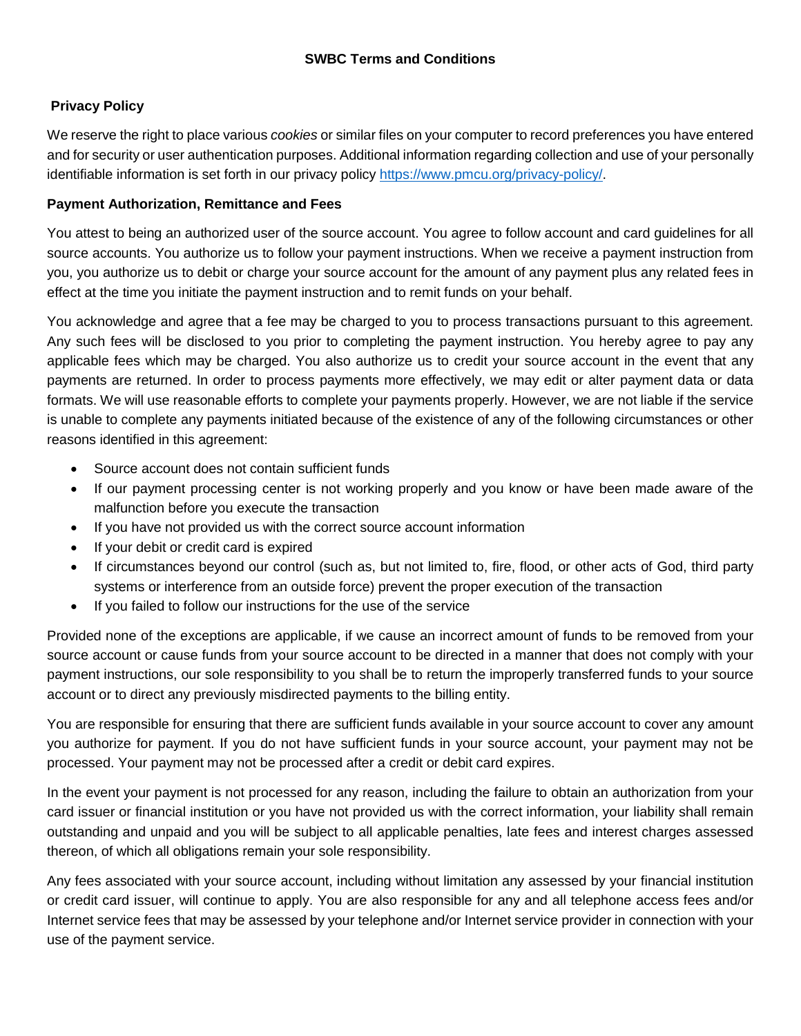**SWBC Terms and Conditions**

**Privacy Policy**

We reserve the right to place various *cookies* or similar files on your computer to record preferences you have entered and for security or user authentication purposes. Additional information regarding collection and use of your personally identifiable information is set forth in our privacy policy [https://www.pmcu.org/privacy-policy/](https://www.pmcu.org/privacy-policy/).

**Payment Authorization, Remittance and Fees**

You attest to being an authorized user of the source account. You agree to follow account and card guidelines for all source accounts. You authorize us to follow your payment instructions. When we receive a payment instruction from you, you authorize us to debit or charge your source account for the amount of any payment plus any related fees in effect at the time you initiate the payment instruction and to remit funds on your behalf.

You acknowledge and agree that a fee may be charged to you to process transactions pursuant to this agreement. Any such fees will be disclosed to you prior to completing the payment instruction. You hereby agree to pay any applicable fees which may be charged. You also authorize us to credit your source account in the event that any payments are returned. In order to process payments more effectively, we may edit or alter payment data or data formats. We will use reasonable efforts to complete your payments properly. However, we are not liable if the service is unable to complete any payments initiated because of the existence of any of the following circumstances or other reasons identified in this agreement:

- Source account does not contain sufficient funds
- If our payment processing center is not working properly and you know or have been made aware of the malfunction before you execute the transaction
- If you have not provided us with the correct source account information
- If your debit or credit card is expired
- If circumstances beyond our control (such as, but not limited to, fire, flood, or other acts of God, third party systems or interference from an outside force) prevent the proper execution of the transaction
- If you failed to follow our instructions for the use of the service

Provided none of the exceptions are applicable, if we cause an incorrect amount of funds to be removed from your source account or cause funds from your source account to be directed in a manner that does not comply with your payment instructions, our sole responsibility to you shall be to return the improperly transferred funds to your source account or to direct any previously misdirected payments to the billing entity.

You are responsible for ensuring that there are sufficient funds available in your source account to cover any amount you authorize for payment. If you do not have sufficient funds in your source account, your payment may not be processed. Your payment may not be processed after a credit or debit card expires.

In the event your payment is not processed for any reason, including the failure to obtain an authorization from your card issuer or financial institution or you have not provided us with the correct information, your liability shall remain outstanding and unpaid and you will be subject to all applicable penalties, late fees and interest charges assessed thereon, of which all obligations remain your sole responsibility.

Any fees associated with your source account, including without limitation any assessed by your financial institution or credit card issuer, will continue to apply. You are also responsible for any and all telephone access fees and/or Internet service fees that may be assessed by your telephone and/or Internet service provider in connection with your use of the payment service.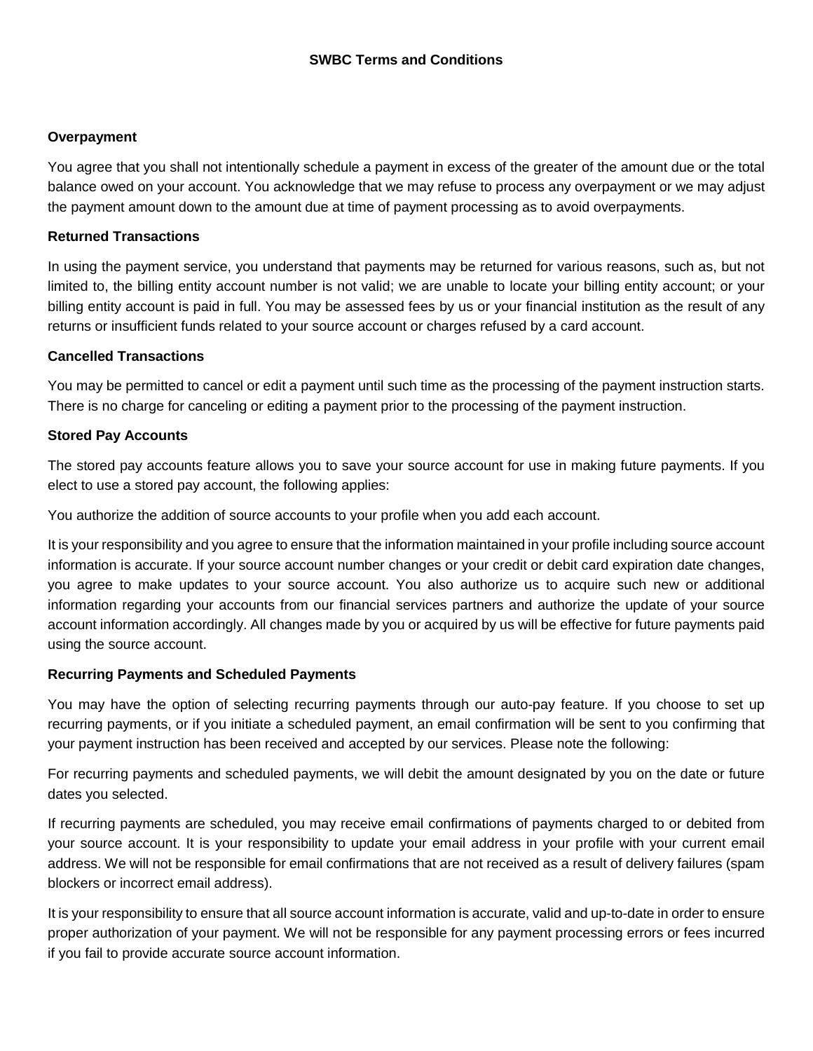**SWBC Terms and Conditions**

**Overpayment**

You agree that you shall not intentionally schedule a payment in excess of the greater of the amount due or the total balance owed on your account. You acknowledge that we may refuse to process any overpayment or we may adjust the payment amount down to the amount due at time of payment processing as to avoid overpayments.

**Returned Transactions**

In using the payment service, you understand that payments may be returned for various reasons, such as, but not limited to, the billing entity account number is not valid; we are unable to locate your billing entity account; or your billing entity account is paid in full. You may be assessed fees by us or your financial institution as the result of any returns or insufficient funds related to your source account or charges refused by a card account.

**Cancelled Transactions**

You may be permitted to cancel or edit a payment until such time as the processing of the payment instruction starts. There is no charge for canceling or editing a payment prior to the processing of the payment instruction.

**Stored Pay Accounts**

The stored pay accounts feature allows you to save your source account for use in making future payments. If you elect to use a stored pay account, the following applies:

You authorize the addition of source accounts to your profile when you add each account.

It is your responsibility and you agree to ensure that the information maintained in your profile including source account information is accurate. If your source account number changes or your credit or debit card expiration date changes, you agree to make updates to your source account. You also authorize us to acquire such new or additional information regarding your accounts from our financial services partners and authorize the update of your source account information accordingly. All changes made by you or acquired by us will be effective for future payments paid using the source account.

**Recurring Payments and Scheduled Payments**

You may have the option of selecting recurring payments through our auto-pay feature. If you choose to set up recurring payments, or if you initiate a scheduled payment, an email confirmation will be sent to you confirming that your payment instruction has been received and accepted by our services. Please note the following:

For recurring payments and scheduled payments, we will debit the amount designated by you on the date or future dates you selected.

If recurring payments are scheduled, you may receive email confirmations of payments charged to or debited from your source account. It is your responsibility to update your email address in your profile with your current email address. We will not be responsible for email confirmations that are not received as a result of delivery failures (spam blockers or incorrect email address).

It is your responsibility to ensure that all source account information is accurate, valid and up-to-date in order to ensure proper authorization of your payment. We will not be responsible for any payment processing errors or fees incurred if you fail to provide accurate source account information.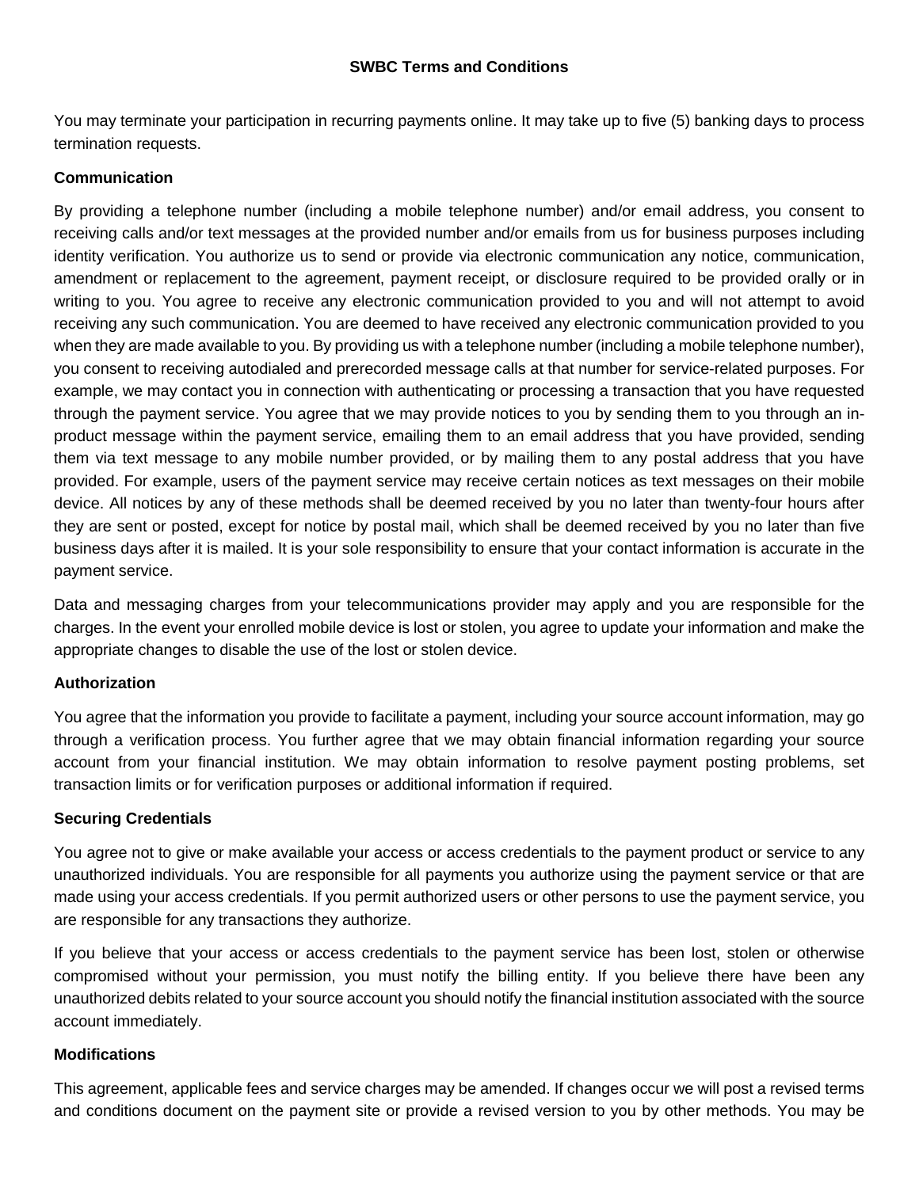You may terminate your participation in recurring payments online. It may take up to five (5) banking days to process termination requests.

**Communication**

By providing a telephone number (including a mobile telephone number) and/or email address, you consent to receiving calls and/or text messages at the provided number and/or emails from us for business purposes including identity verification. You authorize us to send or provide via electronic communication any notice, communication, amendment or replacement to the agreement, payment receipt, or disclosure required to be provided orally or in writing to you. You agree to receive any electronic communication provided to you and will not attempt to avoid receiving any such communication. You are deemed to have received any electronic communication provided to you when they are made available to you. By providing us with a telephone number (including a mobile telephone number), you consent to receiving autodialed and prerecorded message calls at that number for service-related purposes. For example, we may contact you in connection with authenticating or processing a transaction that you have requested through the payment service. You agree that we may provide notices to you by sending them to you through an in-product message within the payment service, emailing them to an email address that you have provided, sending them via text message to any mobile number provided, or by mailing them to any postal address that you have provided. For example, users of the payment service may receive certain notices as text messages on their mobile device. All notices by any of these methods shall be deemed received by you no later than twenty-four hours after they are sent or posted, except for notice by postal mail, which shall be deemed received by you no later than five business days after it is mailed. It is your sole responsibility to ensure that your contact information is accurate in the payment service.

Data and messaging charges from your telecommunications provider may apply and you are responsible for the charges. In the event your enrolled mobile device is lost or stolen, you agree to update your information and make the appropriate changes to disable the use of the lost or stolen device.

**Authorization**

You agree that the information you provide to facilitate a payment, including your source account information, may go through a verification process. You further agree that we may obtain financial information regarding your source account from your financial institution. We may obtain information to resolve payment posting problems, set transaction limits or for verification purposes or additional information if required.

**Securing Credentials**

You agree not to give or make available your access or access credentials to the payment product or service to any unauthorized individuals. You are responsible for all payments you authorize using the payment service or that are made using your access credentials. If you permit authorized users or other persons to use the payment service, you are responsible for any transactions they authorize.

If you believe that your access or access credentials to the payment service has been lost, stolen or otherwise compromised without your permission, you must notify the billing entity. If you believe there have been any unauthorized debits related to your source account you should notify the financial institution associated with the source account immediately.

**Modifications**

This agreement, applicable fees and service charges may be amended. If changes occur we will post a revised terms and conditions document on the payment site or provide a revised version to you by other methods. You may be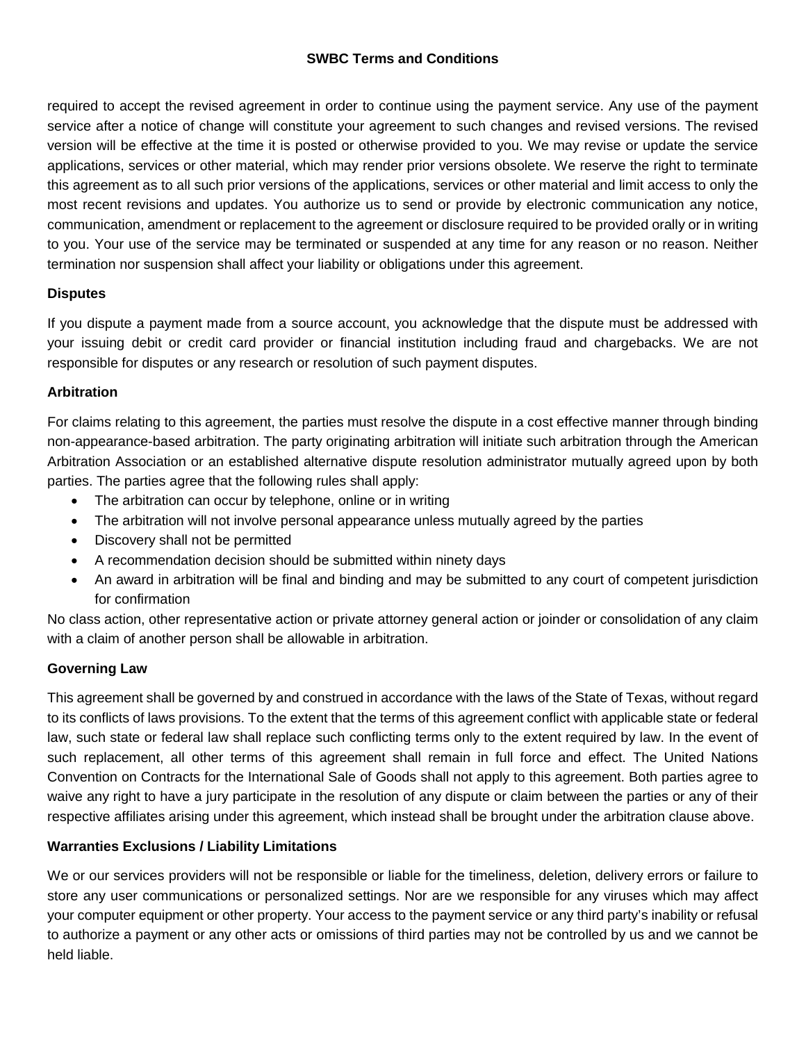required to accept the revised agreement in order to continue using the payment service. Any use of the payment service after a notice of change will constitute your agreement to such changes and revised versions. The revised version will be effective at the time it is posted or otherwise provided to you. We may revise or update the service applications, services or other material, which may render prior versions obsolete. We reserve the right to terminate this agreement as to all such prior versions of the applications, services or other material and limit access to only the most recent revisions and updates. You authorize us to send or provide by electronic communication any notice, communication, amendment or replacement to the agreement or disclosure required to be provided orally or in writing to you. Your use of the service may be terminated or suspended at any time for any reason or no reason. Neither termination nor suspension shall affect your liability or obligations under this agreement.

**Disputes**

If you dispute a payment made from a source account, you acknowledge that the dispute must be addressed with your issuing debit or credit card provider or financial institution including fraud and chargebacks. We are not responsible for disputes or any research or resolution of such payment disputes.

**Arbitration**

For claims relating to this agreement, the parties must resolve the dispute in a cost effective manner through binding non-appearance-based arbitration. The party originating arbitration will initiate such arbitration through the American Arbitration Association or an established alternative dispute resolution administrator mutually agreed upon by both parties. The parties agree that the following rules shall apply:

- The arbitration can occur by telephone, online or in writing
- The arbitration will not involve personal appearance unless mutually agreed by the parties
- Discovery shall not be permitted
- A recommendation decision should be submitted within ninety days
- An award in arbitration will be final and binding and may be submitted to any court of competent jurisdiction for confirmation

No class action, other representative action or private attorney general action or joinder or consolidation of any claim with a claim of another person shall be allowable in arbitration.

**Governing Law**

This agreement shall be governed by and construed in accordance with the laws of the State of Texas, without regard to its conflicts of laws provisions. To the extent that the terms of this agreement conflict with applicable state or federal law, such state or federal law shall replace such conflicting terms only to the extent required by law. In the event of such replacement, all other terms of this agreement shall remain in full force and effect. The United Nations Convention on Contracts for the International Sale of Goods shall not apply to this agreement. Both parties agree to waive any right to have a jury participate in the resolution of any dispute or claim between the parties or any of their respective affiliates arising under this agreement, which instead shall be brought under the arbitration clause above.

**Warranties Exclusions / Liability Limitations**

We or our services providers will not be responsible or liable for the timeliness, deletion, delivery errors or failure to store any user communications or personalized settings. Nor are we responsible for any viruses which may affect your computer equipment or other property. Your access to the payment service or any third party's inability or refusal to authorize a payment or any other acts or omissions of third parties may not be controlled by us and we cannot be held liable.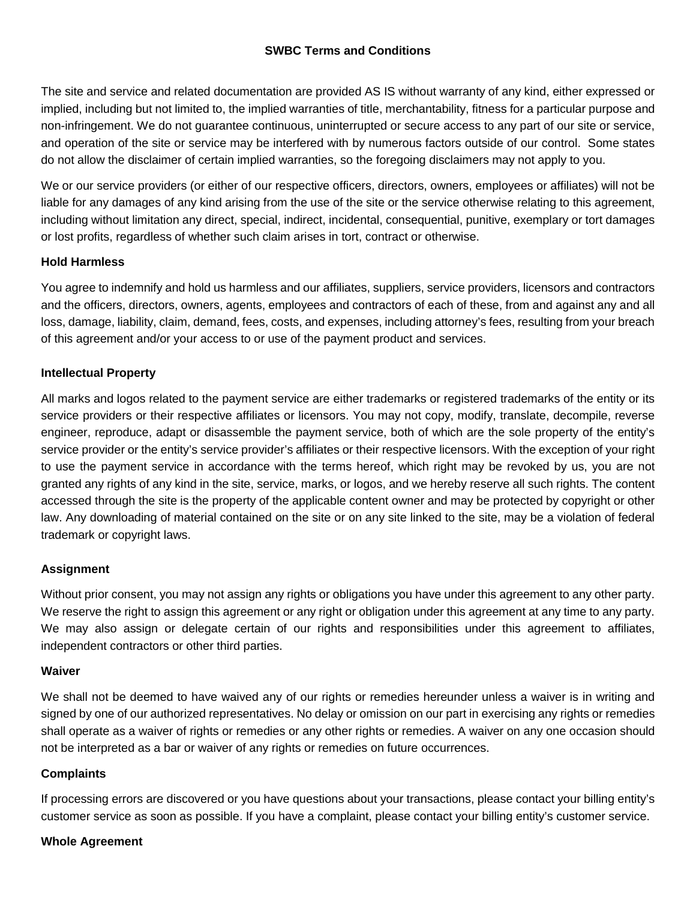## SWBC Terms and Conditions

The site and service and related documentation are provided AS IS without warranty of any kind, either expressed or implied, including but not limited to, the implied warranties of title, merchantability, fitness for a particular purpose and non-infringement. We do not guarantee continuous, uninterrupted or secure access to any part of our site or service, and operation of the site or service may be interfered with by numerous factors outside of our control. Some states do not allow the disclaimer of certain implied warranties, so the foregoing disclaimers may not apply to you.

We or our service providers (or either of our respective officers, directors, owners, employees or affiliates) will not be liable for any damages of any kind arising from the use of the site or the service otherwise relating to this agreement, including without limitation any direct, special, indirect, incidental, consequential, punitive, exemplary or tort damages or lost profits, regardless of whether such claim arises in tort, contract or otherwise.

### Hold Harmless

You agree to indemnify and hold us harmless and our affiliates, suppliers, service providers, licensors and contractors and the officers, directors, owners, agents, employees and contractors of each of these, from and against any and all loss, damage, liability, claim, demand, fees, costs, and expenses, including attorney's fees, resulting from your breach of this agreement and/or your access to or use of the payment product and services.

### Intellectual Property

All marks and logos related to the payment service are either trademarks or registered trademarks of the entity or its service providers or their respective affiliates or licensors. You may not copy, modify, translate, decompile, reverse engineer, reproduce, adapt or disassemble the payment service, both of which are the sole property of the entity's service provider or the entity's service provider's affiliates or their respective licensors. With the exception of your right to use the payment service in accordance with the terms hereof, which right may be revoked by us, you are not granted any rights of any kind in the site, service, marks, or logos, and we hereby reserve all such rights. The content accessed through the site is the property of the applicable content owner and may be protected by copyright or other law. Any downloading of material contained on the site or on any site linked to the site, may be a violation of federal trademark or copyright laws.

### Assignment

Without prior consent, you may not assign any rights or obligations you have under this agreement to any other party. We reserve the right to assign this agreement or any right or obligation under this agreement at any time to any party. We may also assign or delegate certain of our rights and responsibilities under this agreement to affiliates, independent contractors or other third parties.

### Waiver

We shall not be deemed to have waived any of our rights or remedies hereunder unless a waiver is in writing and signed by one of our authorized representatives. No delay or omission on our part in exercising any rights or remedies shall operate as a waiver of rights or remedies or any other rights or remedies. A waiver on any one occasion should not be interpreted as a bar or waiver of any rights or remedies on future occurrences.

### Complaints

If processing errors are discovered or you have questions about your transactions, please contact your billing entity's customer service as soon as possible. If you have a complaint, please contact your billing entity's customer service.

### Whole Agreement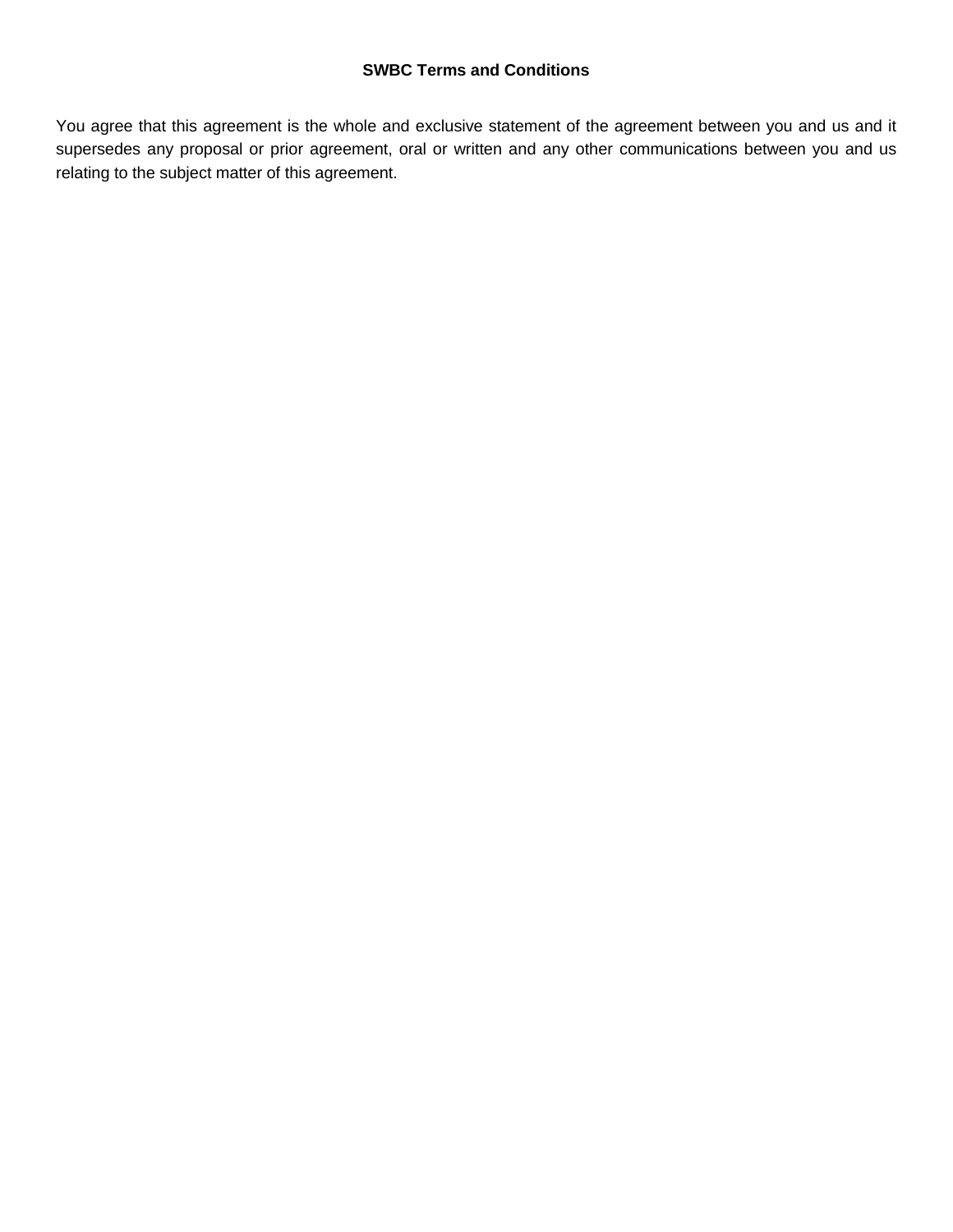**SWBC Terms and Conditions**

You agree that this agreement is the whole and exclusive statement of the agreement between you and us and it supersedes any proposal or prior agreement, oral or written and any other communications between you and us relating to the subject matter of this agreement.